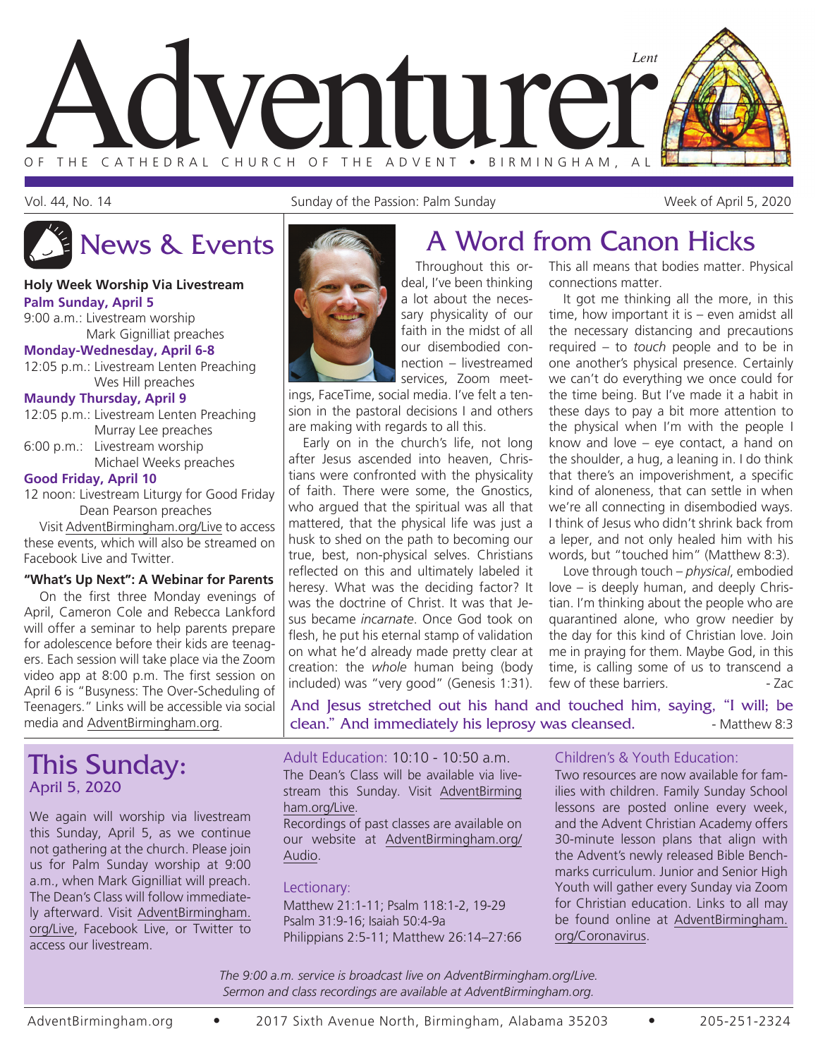# Adventurer

*Lent*

OF THE CATHEDRAL CHURCH OF THE ADVENT • BIRMINGHAM, AL

Vol. 44, No. 14 — Sunday of the Passion: Palm Sunday — Week of April 5, 2020

## News & Events

**Holy Week Worship Via Livestream**

**Palm Sunday, April 5**

9:00 a.m.: Livestream worship
Mark Gignilliat preaches

**Monday-Wednesday, April 6-8**

12:05 p.m.: Livestream Lenten Preaching
Wes Hill preaches

**Maundy Thursday, April 9**

12:05 p.m.: Livestream Lenten Preaching
Murray Lee preaches

6:00 p.m.: Livestream worship
Michael Weeks preaches

**Good Friday, April 10**

12 noon: Livestream Liturgy for Good Friday
Dean Pearson preaches

Visit AdventBirmingham.org/Live to access these events, which will also be streamed on Facebook Live and Twitter.

**"What's Up Next": A Webinar for Parents**

On the first three Monday evenings of April, Cameron Cole and Rebecca Lankford will offer a seminar to help parents prepare for adolescence before their kids are teenagers. Each session will take place via the Zoom video app at 8:00 p.m. The first session on April 6 is "Busyness: The Over-Scheduling of Teenagers." Links will be accessible via social media and AdventBirmingham.org.

## A Word from Canon Hicks

Throughout this ordeal, I've been thinking a lot about the necessary physicality of our faith in the midst of all our disembodied connection – livestreamed services, Zoom meetings, FaceTime, social media. I've felt a tension in the pastoral decisions I and others are making with regards to all this.

Early on in the church's life, not long after Jesus ascended into heaven, Christians were confronted with the physicality of faith. There were some, the Gnostics, who argued that the spiritual was all that mattered, that the physical life was just a husk to shed on the path to becoming our true, best, non-physical selves. Christians reflected on this and ultimately labeled it heresy. What was the deciding factor? It was the doctrine of Christ. It was that Jesus became *incarnate*. Once God took on flesh, he put his eternal stamp of validation on what he'd already made pretty clear at creation: the *whole* human being (body included) was "very good" (Genesis 1:31). This all means that bodies matter. Physical connections matter.

It got me thinking all the more, in this time, how important it is – even amidst all the necessary distancing and precautions required – to *touch* people and to be in one another's physical presence. Certainly we can't do everything we once could for the time being. But I've made it a habit in these days to pay a bit more attention to the physical when I'm with the people I know and love – eye contact, a hand on the shoulder, a hug, a leaning in. I do think that there's an impoverishment, a specific kind of aloneness, that can settle in when we're all connecting in disembodied ways. I think of Jesus who didn't shrink back from a leper, and not only healed him with his words, but "touched him" (Matthew 8:3).

Love through touch – *physical*, embodied love – is deeply human, and deeply Christian. I'm thinking about the people who are quarantined alone, who grow needier by the day for this kind of Christian love. Join me in praying for them. Maybe God, in this time, is calling some of us to transcend a few of these barriers.

- Zac

And Jesus stretched out his hand and touched him, saying, "I will; be clean." And immediately his leprosy was cleansed. - Matthew 8:3

## This Sunday:
### April 5, 2020

We again will worship via livestream this Sunday, April 5, as we continue not gathering at the church. Please join us for Palm Sunday worship at 9:00 a.m., when Mark Gignilliat will preach. The Dean's Class will follow immediately afterward. Visit AdventBirmingham.org/Live, Facebook Live, or Twitter to access our livestream.

**Adult Education:** 10:10 - 10:50 a.m.

The Dean's Class will be available via livestream this Sunday. Visit AdventBirmingham.org/Live.

Recordings of past classes are available on our website at AdventBirmingham.org/Audio.

**Lectionary:**

Matthew 21:1-11; Psalm 118:1-2, 19-29
Psalm 31:9-16; Isaiah 50:4-9a
Philippians 2:5-11; Matthew 26:14–27:66

**Children's & Youth Education:**

Two resources are now available for families with children. Family Sunday School lessons are posted online every week, and the Advent Christian Academy offers 30-minute lesson plans that align with the Advent's newly released Bible Benchmarks curriculum. Junior and Senior High Youth will gather every Sunday via Zoom for Christian education. Links to all may be found online at AdventBirmingham.org/Coronavirus.

*The 9:00 a.m. service is broadcast live on AdventBirmingham.org/Live.*
*Sermon and class recordings are available at AdventBirmingham.org.*

AdventBirmingham.org • 2017 Sixth Avenue North, Birmingham, Alabama 35203 • 205-251-2324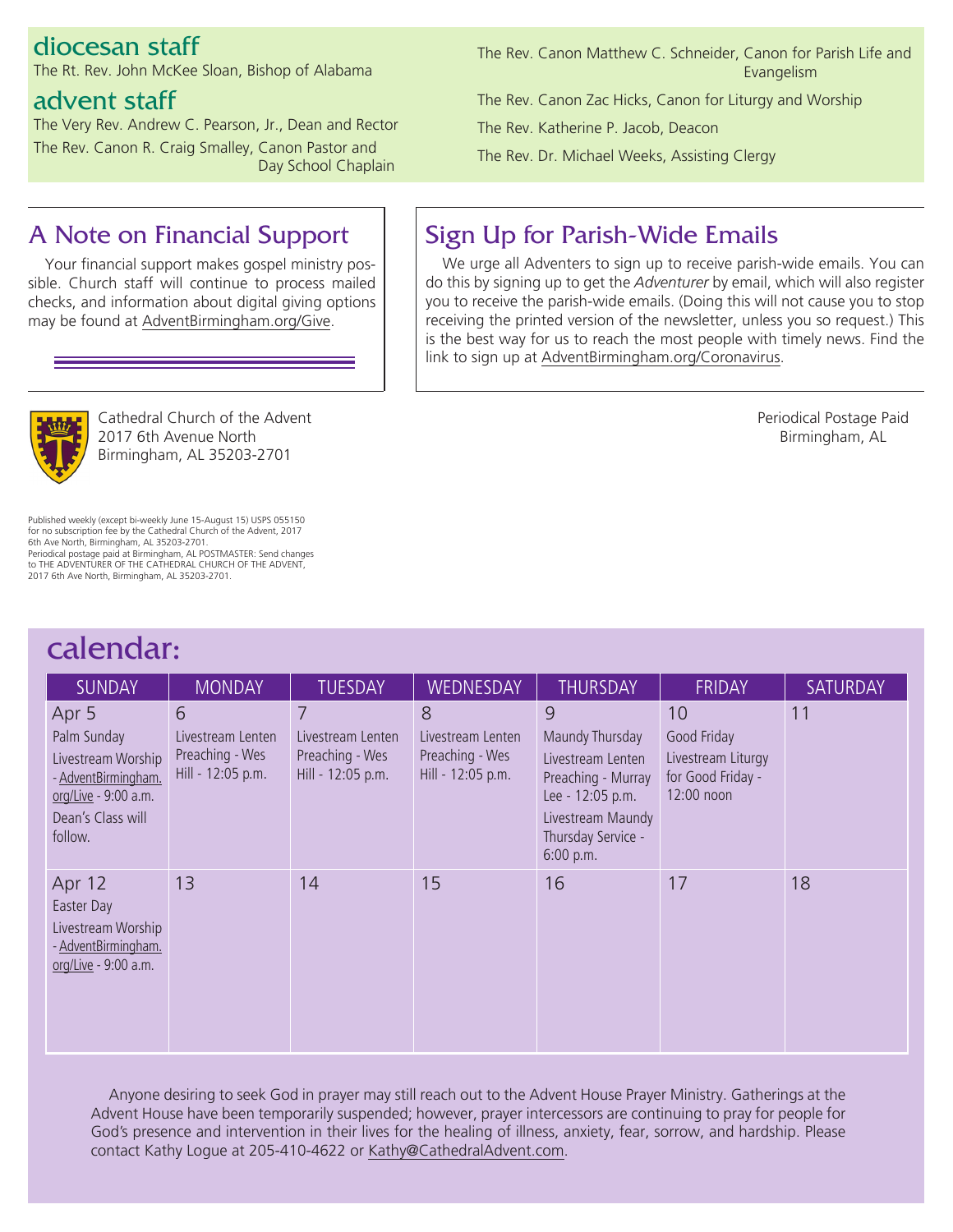## diocesan staff

The Rt. Rev. John McKee Sloan, Bishop of Alabama

## advent staff

The Very Rev. Andrew C. Pearson, Jr., Dean and Rector

The Rev. Canon R. Craig Smalley, Canon Pastor and Day School Chaplain

The Rev. Canon Matthew C. Schneider, Canon for Parish Life and Evangelism

The Rev. Canon Zac Hicks, Canon for Liturgy and Worship

The Rev. Katherine P. Jacob, Deacon

The Rev. Dr. Michael Weeks, Assisting Clergy

## A Note on Financial Support

Your financial support makes gospel ministry possible. Church staff will continue to process mailed checks, and information about digital giving options may be found at AdventBirmingham.org/Give.

## Sign Up for Parish-Wide Emails

We urge all Adventers to sign up to receive parish-wide emails. You can do this by signing up to get the *Adventurer* by email, which will also register you to receive the parish-wide emails. (Doing this will not cause you to stop receiving the printed version of the newsletter, unless you so request.) This is the best way for us to reach the most people with timely news. Find the link to sign up at AdventBirmingham.org/Coronavirus.

Cathedral Church of the Advent
2017 6th Avenue North
Birmingham, AL 35203-2701

Periodical Postage Paid
Birmingham, AL

Published weekly (except bi-weekly June 15-August 15) USPS 055150 for no subscription fee by the Cathedral Church of the Advent, 2017 6th Ave North, Birmingham, AL 35203-2701.
Periodical postage paid at Birmingham, AL POSTMASTER: Send changes to THE ADVENTURER OF THE CATHEDRAL CHURCH OF THE ADVENT, 2017 6th Ave North, Birmingham, AL 35203-2701.

## calendar:

| SUNDAY | MONDAY | TUESDAY | WEDNESDAY | THURSDAY | FRIDAY | SATURDAY |
|---|---|---|---|---|---|---|
| Apr 5<br>Palm Sunday<br>Livestream Worship - AdventBirmingham.org/Live - 9:00 a.m.<br>Dean's Class will follow. | 6<br>Livestream Lenten Preaching - Wes Hill - 12:05 p.m. | 7<br>Livestream Lenten Preaching - Wes Hill - 12:05 p.m. | 8<br>Livestream Lenten Preaching - Wes Hill - 12:05 p.m. | 9<br>Maundy Thursday<br>Livestream Lenten Preaching - Murray Lee - 12:05 p.m.<br>Livestream Maundy Thursday Service - 6:00 p.m. | 10<br>Good Friday<br>Livestream Liturgy for Good Friday - 12:00 noon | 11 |
| Apr 12<br>Easter Day<br>Livestream Worship - AdventBirmingham.org/Live - 9:00 a.m. | 13 | 14 | 15 | 16 | 17 | 18 |

Anyone desiring to seek God in prayer may still reach out to the Advent House Prayer Ministry. Gatherings at the Advent House have been temporarily suspended; however, prayer intercessors are continuing to pray for people for God's presence and intervention in their lives for the healing of illness, anxiety, fear, sorrow, and hardship. Please contact Kathy Logue at 205-410-4622 or Kathy@CathedralAdvent.com.